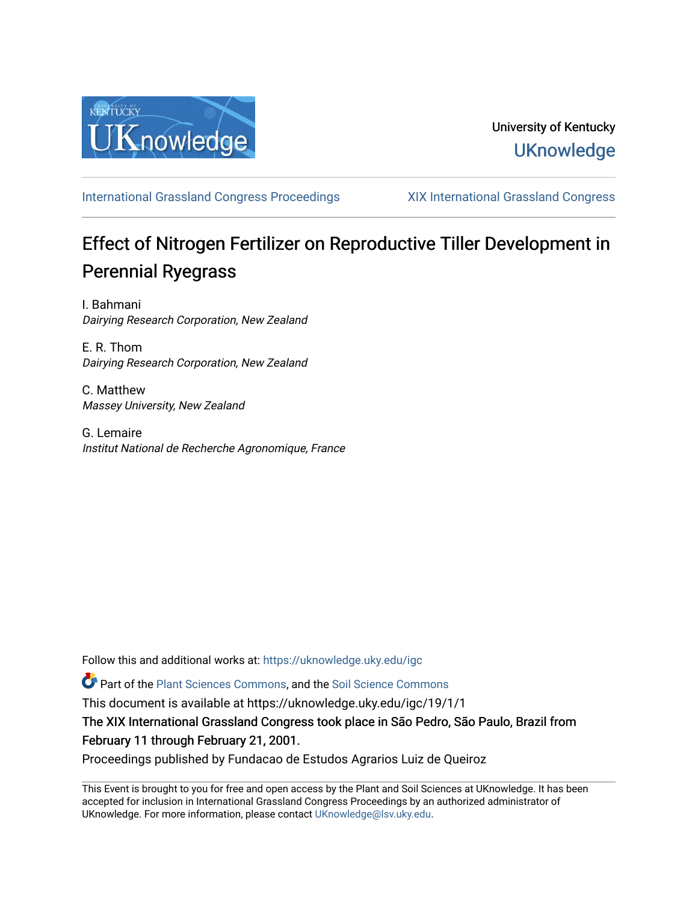University of Kentucky
UKnowledge

International Grassland Congress Proceedings | XIX International Grassland Congress

# Effect of Nitrogen Fertilizer on Reproductive Tiller Development in Perennial Ryegrass

I. Bahmani
*Dairying Research Corporation, New Zealand*

E. R. Thom
*Dairying Research Corporation, New Zealand*

C. Matthew
*Massey University, New Zealand*

G. Lemaire
*Institut National de Recherche Agronomique, France*

Follow this and additional works at: https://uknowledge.uky.edu/igc

Part of the Plant Sciences Commons, and the Soil Science Commons

This document is available at https://uknowledge.uky.edu/igc/19/1/1

The XIX International Grassland Congress took place in São Pedro, São Paulo, Brazil from February 11 through February 21, 2001.

Proceedings published by Fundacao de Estudos Agrarios Luiz de Queiroz

This Event is brought to you for free and open access by the Plant and Soil Sciences at UKnowledge. It has been accepted for inclusion in International Grassland Congress Proceedings by an authorized administrator of UKnowledge. For more information, please contact UKnowledge@lsv.uky.edu.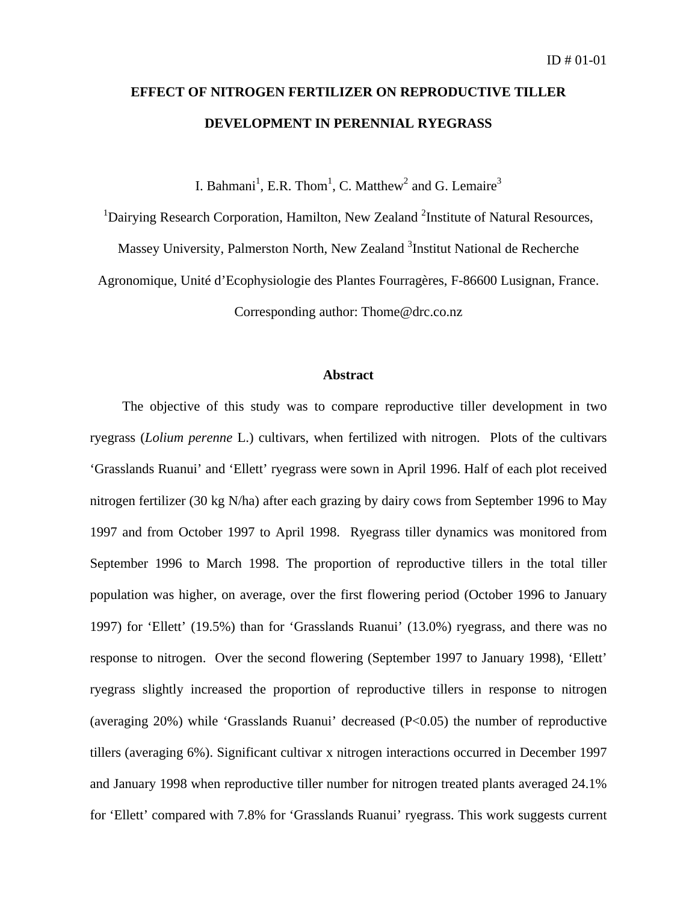ID # 01-01

# EFFECT OF NITROGEN FERTILIZER ON REPRODUCTIVE TILLER DEVELOPMENT IN PERENNIAL RYEGRASS

I. Bahmani[1], E.R. Thom[1], C. Matthew[2] and G. Lemaire[3]

[1]Dairying Research Corporation, Hamilton, New Zealand [2]Institute of Natural Resources, Massey University, Palmerston North, New Zealand [3]Institut National de Recherche Agronomique, Unité d'Ecophysiologie des Plantes Fourragères, F-86600 Lusignan, France.

Corresponding author: Thome@drc.co.nz

## Abstract

The objective of this study was to compare reproductive tiller development in two ryegrass (*Lolium perenne* L.) cultivars, when fertilized with nitrogen. Plots of the cultivars 'Grasslands Ruanui' and 'Ellett' ryegrass were sown in April 1996. Half of each plot received nitrogen fertilizer (30 kg N/ha) after each grazing by dairy cows from September 1996 to May 1997 and from October 1997 to April 1998. Ryegrass tiller dynamics was monitored from September 1996 to March 1998. The proportion of reproductive tillers in the total tiller population was higher, on average, over the first flowering period (October 1996 to January 1997) for 'Ellett' (19.5%) than for 'Grasslands Ruanui' (13.0%) ryegrass, and there was no response to nitrogen. Over the second flowering (September 1997 to January 1998), 'Ellett' ryegrass slightly increased the proportion of reproductive tillers in response to nitrogen (averaging 20%) while 'Grasslands Ruanui' decreased ($P<0.05$) the number of reproductive tillers (averaging 6%). Significant cultivar x nitrogen interactions occurred in December 1997 and January 1998 when reproductive tiller number for nitrogen treated plants averaged 24.1% for 'Ellett' compared with 7.8% for 'Grasslands Ruanui' ryegrass. This work suggests current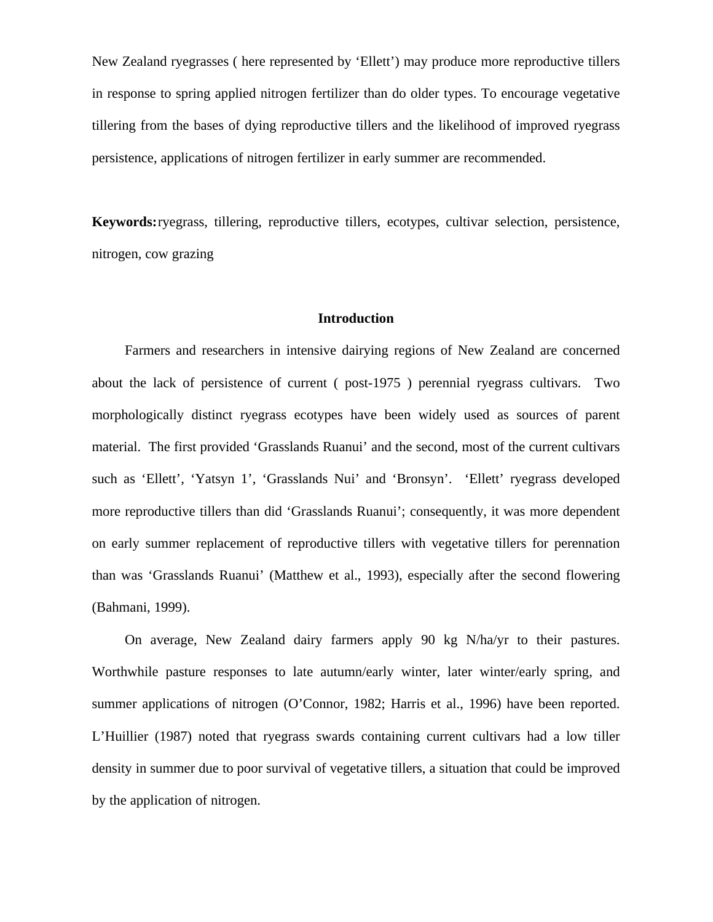New Zealand ryegrasses ( here represented by 'Ellett') may produce more reproductive tillers in response to spring applied nitrogen fertilizer than do older types. To encourage vegetative tillering from the bases of dying reproductive tillers and the likelihood of improved ryegrass persistence, applications of nitrogen fertilizer in early summer are recommended.

**Keywords:** ryegrass, tillering, reproductive tillers, ecotypes, cultivar selection, persistence, nitrogen, cow grazing

## Introduction

Farmers and researchers in intensive dairying regions of New Zealand are concerned about the lack of persistence of current ( post-1975 ) perennial ryegrass cultivars. Two morphologically distinct ryegrass ecotypes have been widely used as sources of parent material. The first provided 'Grasslands Ruanui' and the second, most of the current cultivars such as 'Ellett', 'Yatsyn 1', 'Grasslands Nui' and 'Bronsyn'. 'Ellett' ryegrass developed more reproductive tillers than did 'Grasslands Ruanui'; consequently, it was more dependent on early summer replacement of reproductive tillers with vegetative tillers for perennation than was 'Grasslands Ruanui' (Matthew et al., 1993), especially after the second flowering (Bahmani, 1999).

On average, New Zealand dairy farmers apply 90 kg N/ha/yr to their pastures. Worthwhile pasture responses to late autumn/early winter, later winter/early spring, and summer applications of nitrogen (O'Connor, 1982; Harris et al., 1996) have been reported. L'Huillier (1987) noted that ryegrass swards containing current cultivars had a low tiller density in summer due to poor survival of vegetative tillers, a situation that could be improved by the application of nitrogen.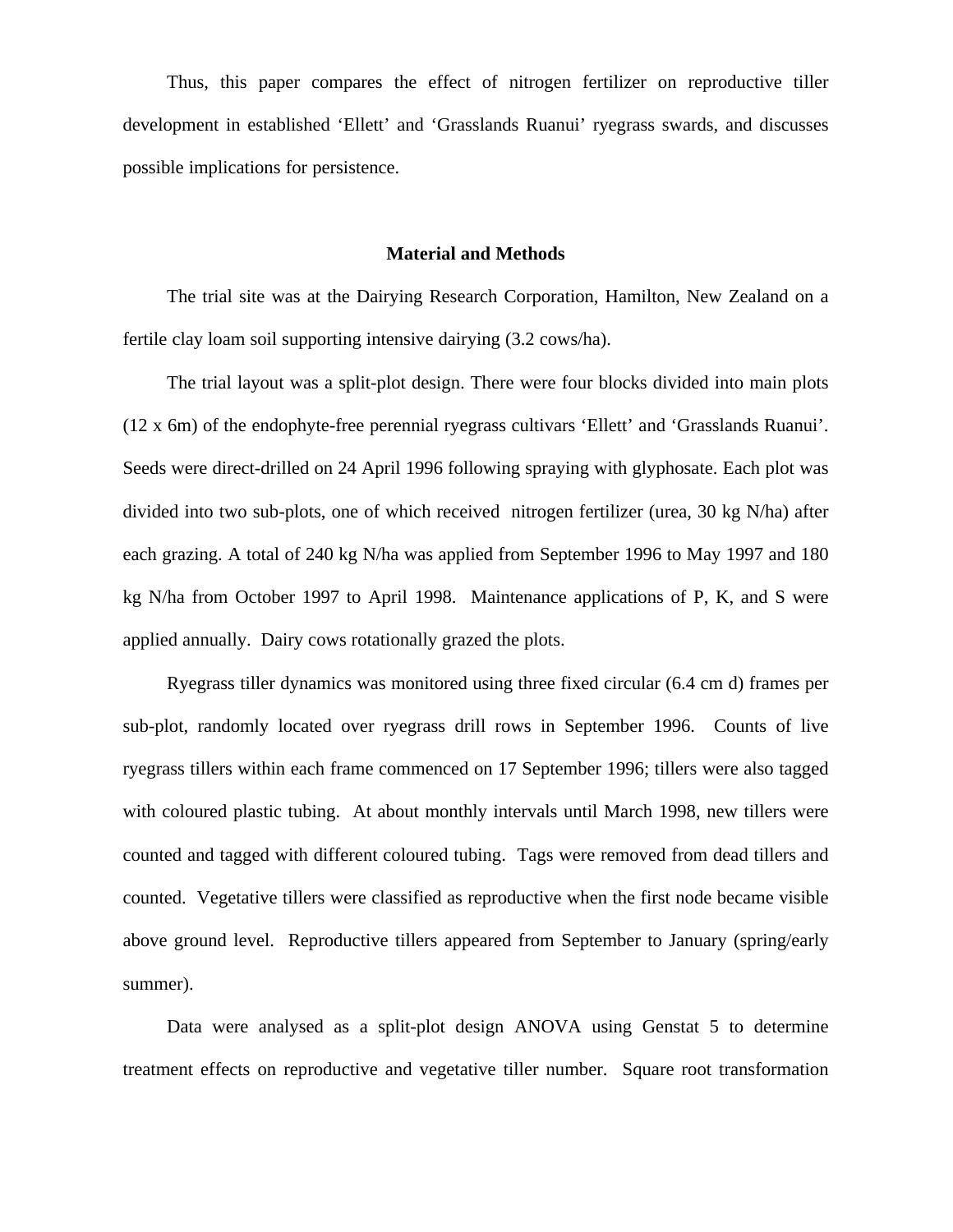Thus, this paper compares the effect of nitrogen fertilizer on reproductive tiller development in established 'Ellett' and 'Grasslands Ruanui' ryegrass swards, and discusses possible implications for persistence.

## Material and Methods

The trial site was at the Dairying Research Corporation, Hamilton, New Zealand on a fertile clay loam soil supporting intensive dairying (3.2 cows/ha).

The trial layout was a split-plot design. There were four blocks divided into main plots (12 x 6m) of the endophyte-free perennial ryegrass cultivars 'Ellett' and 'Grasslands Ruanui'. Seeds were direct-drilled on 24 April 1996 following spraying with glyphosate. Each plot was divided into two sub-plots, one of which received nitrogen fertilizer (urea, 30 kg N/ha) after each grazing. A total of 240 kg N/ha was applied from September 1996 to May 1997 and 180 kg N/ha from October 1997 to April 1998. Maintenance applications of P, K, and S were applied annually. Dairy cows rotationally grazed the plots.

Ryegrass tiller dynamics was monitored using three fixed circular (6.4 cm d) frames per sub-plot, randomly located over ryegrass drill rows in September 1996. Counts of live ryegrass tillers within each frame commenced on 17 September 1996; tillers were also tagged with coloured plastic tubing. At about monthly intervals until March 1998, new tillers were counted and tagged with different coloured tubing. Tags were removed from dead tillers and counted. Vegetative tillers were classified as reproductive when the first node became visible above ground level. Reproductive tillers appeared from September to January (spring/early summer).

Data were analysed as a split-plot design ANOVA using Genstat 5 to determine treatment effects on reproductive and vegetative tiller number. Square root transformation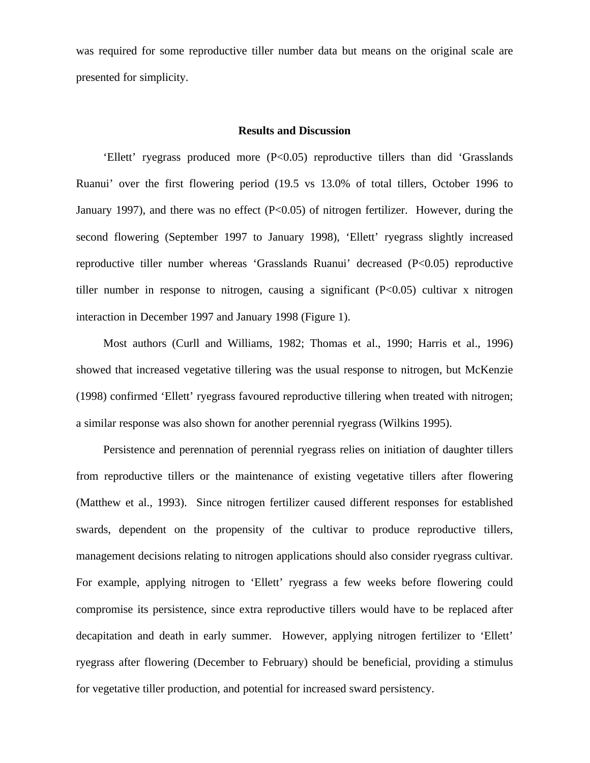was required for some reproductive tiller number data but means on the original scale are presented for simplicity.

## Results and Discussion

'Ellett' ryegrass produced more ($P<0.05$) reproductive tillers than did 'Grasslands Ruanui' over the first flowering period (19.5 vs 13.0% of total tillers, October 1996 to January 1997), and there was no effect ($P<0.05$) of nitrogen fertilizer. However, during the second flowering (September 1997 to January 1998), 'Ellett' ryegrass slightly increased reproductive tiller number whereas 'Grasslands Ruanui' decreased ($P<0.05$) reproductive tiller number in response to nitrogen, causing a significant ($P<0.05$) cultivar x nitrogen interaction in December 1997 and January 1998 (Figure 1).

Most authors (Curll and Williams, 1982; Thomas et al., 1990; Harris et al., 1996) showed that increased vegetative tillering was the usual response to nitrogen, but McKenzie (1998) confirmed 'Ellett' ryegrass favoured reproductive tillering when treated with nitrogen; a similar response was also shown for another perennial ryegrass (Wilkins 1995).

Persistence and perennation of perennial ryegrass relies on initiation of daughter tillers from reproductive tillers or the maintenance of existing vegetative tillers after flowering (Matthew et al., 1993). Since nitrogen fertilizer caused different responses for established swards, dependent on the propensity of the cultivar to produce reproductive tillers, management decisions relating to nitrogen applications should also consider ryegrass cultivar. For example, applying nitrogen to 'Ellett' ryegrass a few weeks before flowering could compromise its persistence, since extra reproductive tillers would have to be replaced after decapitation and death in early summer. However, applying nitrogen fertilizer to 'Ellett' ryegrass after flowering (December to February) should be beneficial, providing a stimulus for vegetative tiller production, and potential for increased sward persistency.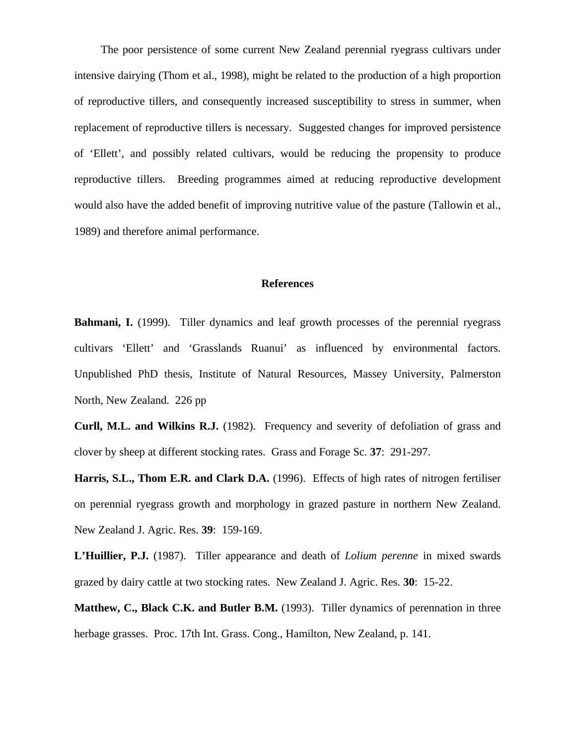The poor persistence of some current New Zealand perennial ryegrass cultivars under intensive dairying (Thom et al., 1998), might be related to the production of a high proportion of reproductive tillers, and consequently increased susceptibility to stress in summer, when replacement of reproductive tillers is necessary. Suggested changes for improved persistence of 'Ellett', and possibly related cultivars, would be reducing the propensity to produce reproductive tillers. Breeding programmes aimed at reducing reproductive development would also have the added benefit of improving nutritive value of the pasture (Tallowin et al., 1989) and therefore animal performance.

## References

**Bahmani, I.** (1999). Tiller dynamics and leaf growth processes of the perennial ryegrass cultivars 'Ellett' and 'Grasslands Ruanui' as influenced by environmental factors. Unpublished PhD thesis, Institute of Natural Resources, Massey University, Palmerston North, New Zealand. 226 pp

**Curll, M.L. and Wilkins R.J.** (1982). Frequency and severity of defoliation of grass and clover by sheep at different stocking rates. Grass and Forage Sc. **37**: 291-297.

**Harris, S.L., Thom E.R. and Clark D.A.** (1996). Effects of high rates of nitrogen fertiliser on perennial ryegrass growth and morphology in grazed pasture in northern New Zealand. New Zealand J. Agric. Res. **39**: 159-169.

**L'Huillier, P.J.** (1987). Tiller appearance and death of *Lolium perenne* in mixed swards grazed by dairy cattle at two stocking rates. New Zealand J. Agric. Res. **30**: 15-22.

**Matthew, C., Black C.K. and Butler B.M.** (1993). Tiller dynamics of perennation in three herbage grasses. Proc. 17th Int. Grass. Cong., Hamilton, New Zealand, p. 141.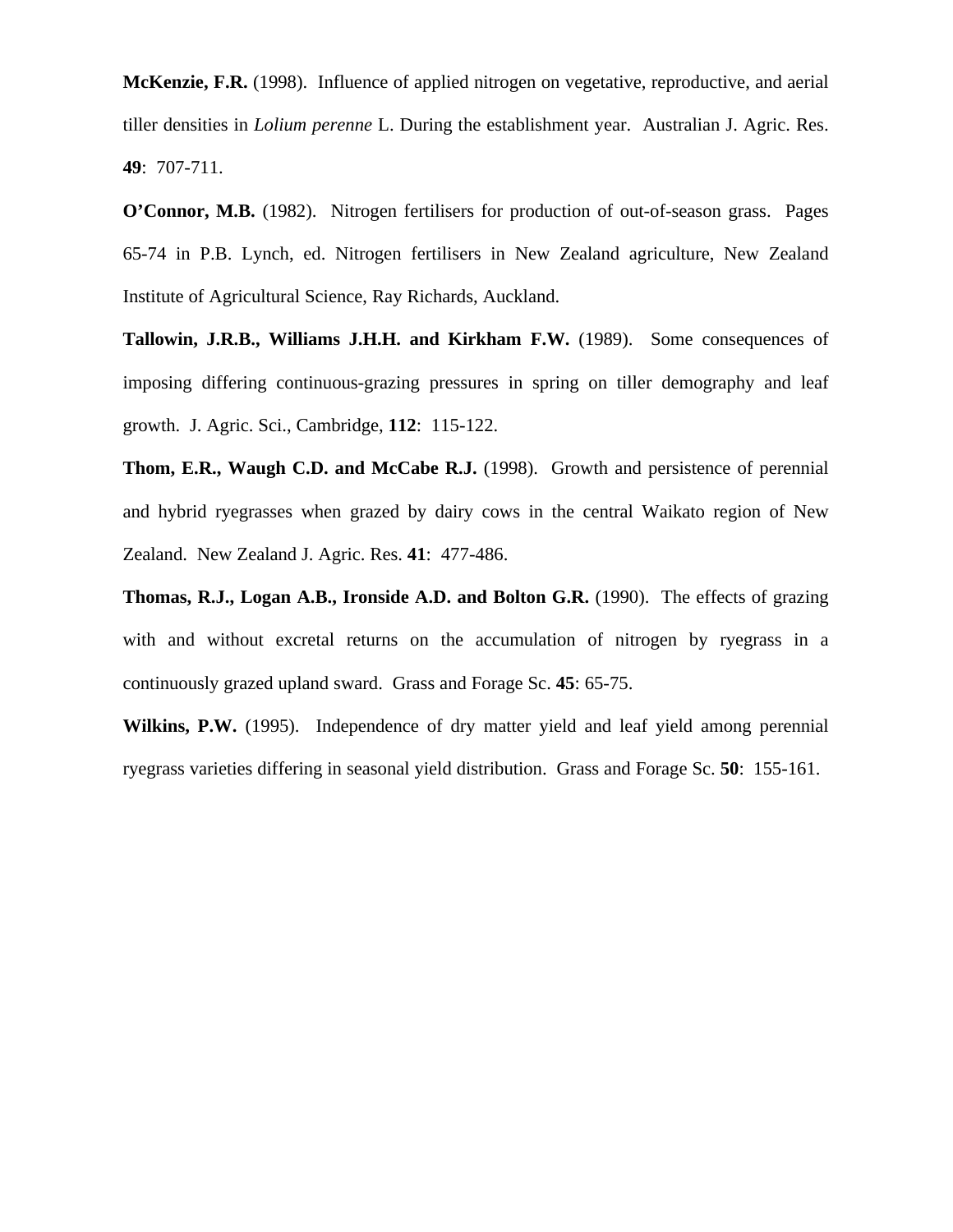**McKenzie, F.R.** (1998). Influence of applied nitrogen on vegetative, reproductive, and aerial tiller densities in *Lolium perenne* L. During the establishment year. Australian J. Agric. Res. **49**: 707-711.

**O'Connor, M.B.** (1982). Nitrogen fertilisers for production of out-of-season grass. Pages 65-74 in P.B. Lynch, ed. Nitrogen fertilisers in New Zealand agriculture, New Zealand Institute of Agricultural Science, Ray Richards, Auckland.

**Tallowin, J.R.B., Williams J.H.H. and Kirkham F.W.** (1989). Some consequences of imposing differing continuous-grazing pressures in spring on tiller demography and leaf growth. J. Agric. Sci., Cambridge, **112**: 115-122.

**Thom, E.R., Waugh C.D. and McCabe R.J.** (1998). Growth and persistence of perennial and hybrid ryegrasses when grazed by dairy cows in the central Waikato region of New Zealand. New Zealand J. Agric. Res. **41**: 477-486.

**Thomas, R.J., Logan A.B., Ironside A.D. and Bolton G.R.** (1990). The effects of grazing with and without excretal returns on the accumulation of nitrogen by ryegrass in a continuously grazed upland sward. Grass and Forage Sc. **45**: 65-75.

**Wilkins, P.W.** (1995). Independence of dry matter yield and leaf yield among perennial ryegrass varieties differing in seasonal yield distribution. Grass and Forage Sc. **50**: 155-161.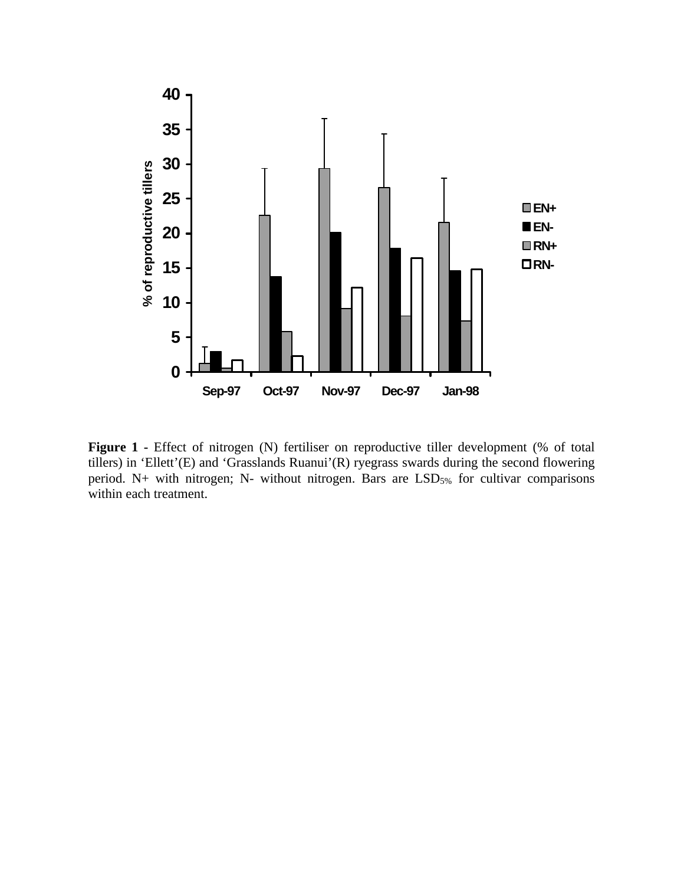40
35
30
25
20
15
10
5
0

% of reproductive tillers

Sep-97 Oct-97 Nov-97 Dec-97 Jan-98

EN+
EN-
RN+
RN-

**Figure 1** - Effect of nitrogen (N) fertiliser on reproductive tiller development (% of total tillers) in 'Ellett'(E) and 'Grasslands Ruanui'(R) ryegrass swards during the second flowering period. N+ with nitrogen; N- without nitrogen. Bars are $LSD_{5\%}$ for cultivar comparisons within each treatment.